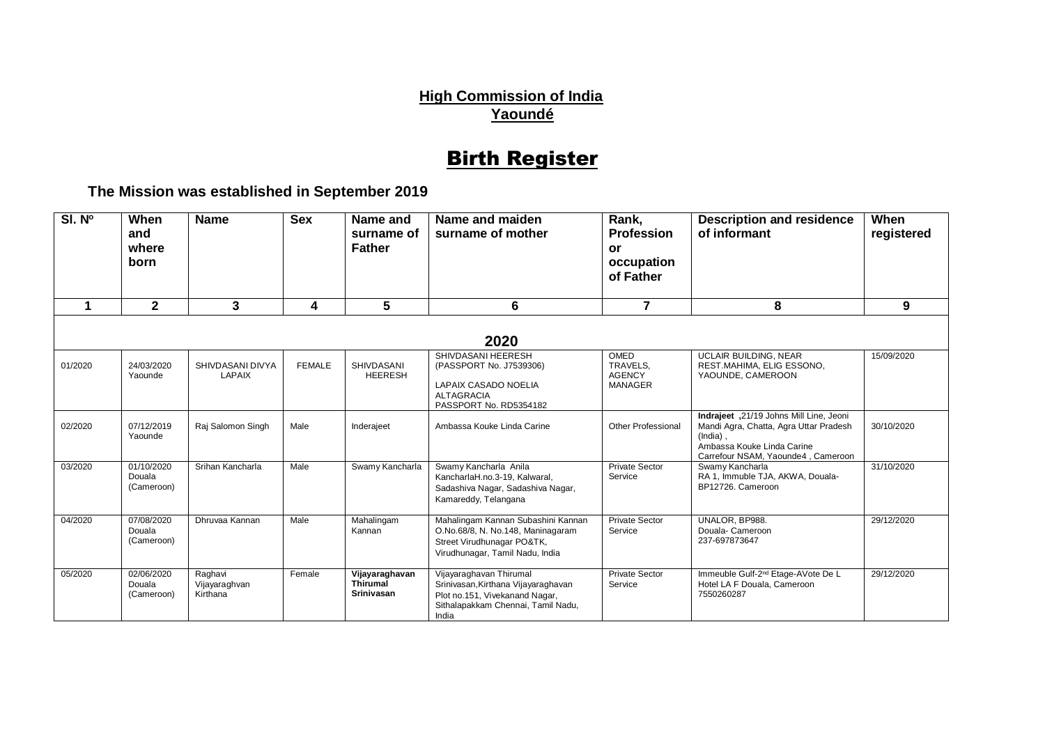**High Commission of India**
**Yaoundé**

# Birth Register

**The Mission was established in September 2019**

| Sl. Nº | When and where born | Name | Sex | Name and surname of Father | Name and maiden surname of mother | Rank, Profession or occupation of Father | Description and residence of informant | When registered |
|---|---|---|---|---|---|---|---|---|
| 1 | 2 | 3 | 4 | 5 | 6 | 7 | 8 | 9 |
| | | | | | **2020** | | | |
| 01/2020 | 24/03/2020 Yaounde | SHIVDASANI DIVYA LAPAIX | FEMALE | SHIVDASANI HEERESH | SHIVDASANI HEERESH (PASSPORT No. J7539306) LAPAIX CASADO NOELIA ALTAGRACIA PASSPORT No. RD5354182 | OMED TRAVELS, AGENCY MANAGER | UCLAIR BUILDING, NEAR REST.MAHIMA, ELIG ESSONO, YAOUNDE, CAMEROON | 15/09/2020 |
| 02/2020 | 07/12/2019 Yaounde | Raj Salomon Singh | Male | Inderajeet | Ambassa Kouke Linda Carine | Other Professional | **Indrajeet** ,21/19 Johns Mill Line, Jeoni Mandi Agra, Chatta, Agra Uttar Pradesh (India) , Ambassa Kouke Linda Carine Carrefour NSAM, Yaounde4 , Cameroon | 30/10/2020 |
| 03/2020 | 01/10/2020 Douala (Cameroon) | Srihan Kancharla | Male | Swamy Kancharla | Swamy Kancharla Anila KancharlaH.no.3-19, Kalwaral, Sadashiva Nagar, Sadashiva Nagar, Kamareddy, Telangana | Private Sector Service | Swamy Kancharla RA 1, Immuble TJA, AKWA, Douala-BP12726. Cameroon | 31/10/2020 |
| 04/2020 | 07/08/2020 Douala (Cameroon) | Dhruvaa Kannan | Male | Mahalingam Kannan | Mahalingam Kannan Subashini Kannan O.No.68/8, N. No.148, Maninagaram Street Virudhunagar PO&TK, Virudhunagar, Tamil Nadu, India | Private Sector Service | UNALOR, BP988. Douala- Cameroon 237-697873647 | 29/12/2020 |
| 05/2020 | 02/06/2020 Douala (Cameroon) | Raghavi Vijayaraghvan Kirthana | Female | **Vijayaraghavan Thirumal Srinivasan** | Vijayaraghavan Thirumal Srinivasan,Kirthana Vijayaraghavan Plot no.151, Vivekanand Nagar, Sithalapakkam Chennai, Tamil Nadu, India | Private Sector Service | Immeuble Gulf-2nd Etage-AVote De L Hotel LA F Douala, Cameroon 7550260287 | 29/12/2020 |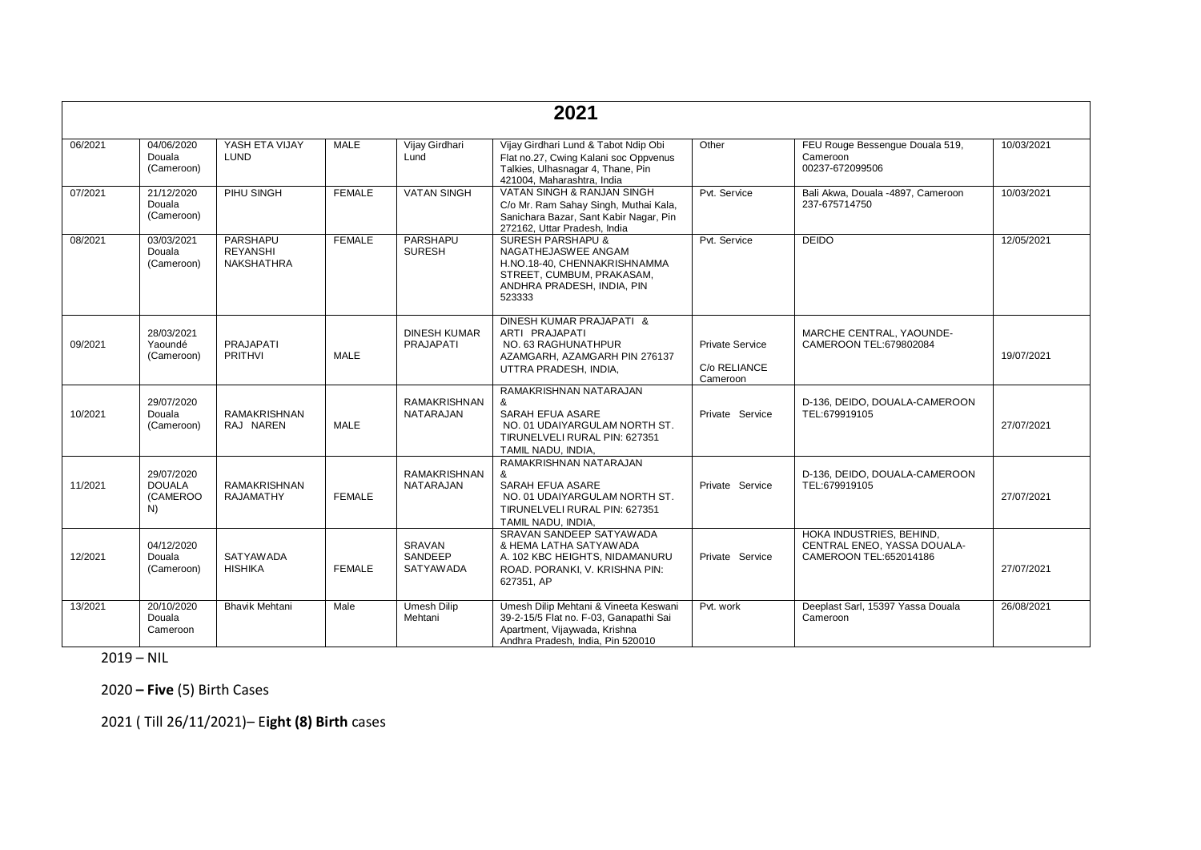| 2021 | | | | | | | | |
|---|---|---|---|---|---|---|---|---|
| 06/2021 | 04/06/2020 Douala (Cameroon) | YASH ETA VIJAY LUND | MALE | Vijay Girdhari Lund | Vijay Girdhari Lund & Tabot Ndip Obi Flat no.27, Cwing Kalani soc Oppvenus Talkies, Ulhasnagar 4, Thane, Pin 421004, Maharashtra, India | Other | FEU Rouge Bessengue Douala 519, Cameroon 00237-672099506 | 10/03/2021 |
| 07/2021 | 21/12/2020 Douala (Cameroon) | PIHU SINGH | FEMALE | VATAN SINGH | VATAN SINGH & RANJAN SINGH C/o Mr. Ram Sahay Singh, Muthai Kala, Sanichara Bazar, Sant Kabir Nagar, Pin 272162, Uttar Pradesh, India | Pvt. Service | Bali Akwa, Douala -4897, Cameroon 237-675714750 | 10/03/2021 |
| 08/2021 | 03/03/2021 Douala (Cameroon) | PARSHAPU REYANSHI NAKSHATHRA | FEMALE | PARSHAPU SURESH | SURESH PARSHAPU & NAGATHEJASWEE ANGAM H.NO.18-40, CHENNAKRISHNAMMA STREET, CUMBUM, PRAKASAM, ANDHRA PRADESH, INDIA, PIN 523333 | Pvt. Service | DEIDO | 12/05/2021 |
| 09/2021 | 28/03/2021 Yaoundé (Cameroon) | PRAJAPATI PRITHVI | MALE | DINESH KUMAR PRAJAPATI | DINESH KUMAR PRAJAPATI & ARTI PRAJAPATI NO. 63 RAGHUNATHPUR AZAMGARH, AZAMGARH PIN 276137 UTTRA PRADESH, INDIA, | Private Service C/o RELIANCE Cameroon | MARCHE CENTRAL, YAOUNDE-CAMEROON TEL:679802084 | 19/07/2021 |
| 10/2021 | 29/07/2020 Douala (Cameroon) | RAMAKRISHNAN RAJ NAREN | MALE | RAMAKRISHNAN NATARAJAN | RAMAKRISHNAN NATARAJAN & SARAH EFUA ASARE NO. 01 UDAIYARGULAM NORTH ST. TIRUNELVELI RURAL PIN: 627351 TAMIL NADU, INDIA, | Private Service | D-136, DEIDO, DOUALA-CAMEROON TEL:679919105 | 27/07/2021 |
| 11/2021 | 29/07/2020 DOUALA (CAMEROON) | RAMAKRISHNAN RAJAMATHY | FEMALE | RAMAKRISHNAN NATARAJAN | RAMAKRISHNAN NATARAJAN & SARAH EFUA ASARE NO. 01 UDAIYARGULAM NORTH ST. TIRUNELVELI RURAL PIN: 627351 TAMIL NADU, INDIA, | Private Service | D-136, DEIDO, DOUALA-CAMEROON TEL:679919105 | 27/07/2021 |
| 12/2021 | 04/12/2020 Douala (Cameroon) | SATYAWADA HISHIKA | FEMALE | SRAVAN SANDEEP SATYAWADA | SRAVAN SANDEEP SATYAWADA & HEMA LATHA SATYAWADA A. 102 KBC HEIGHTS, NIDAMANURU ROAD. PORANKI, V. KRISHNA PIN: 627351, AP | Private Service | HOKA INDUSTRIES, BEHIND, CENTRAL ENEO, YASSA DOUALA-CAMEROON TEL:652014186 | 27/07/2021 |
| 13/2021 | 20/10/2020 Douala Cameroon | Bhavik Mehtani | Male | Umesh Dilip Mehtani | Umesh Dilip Mehtani & Vineeta Keswani 39-2-15/5 Flat no. F-03, Ganapathi Sai Apartment, Vijaywada, Krishna Andhra Pradesh, India, Pin 520010 | Pvt. work | Deeplast Sarl, 15397 Yassa Douala Cameroon | 26/08/2021 |

2019 – NIL

2020 **– Five** (5) Birth Cases

2021 ( Till 26/11/2021)– E**ight (8) Birth** cases